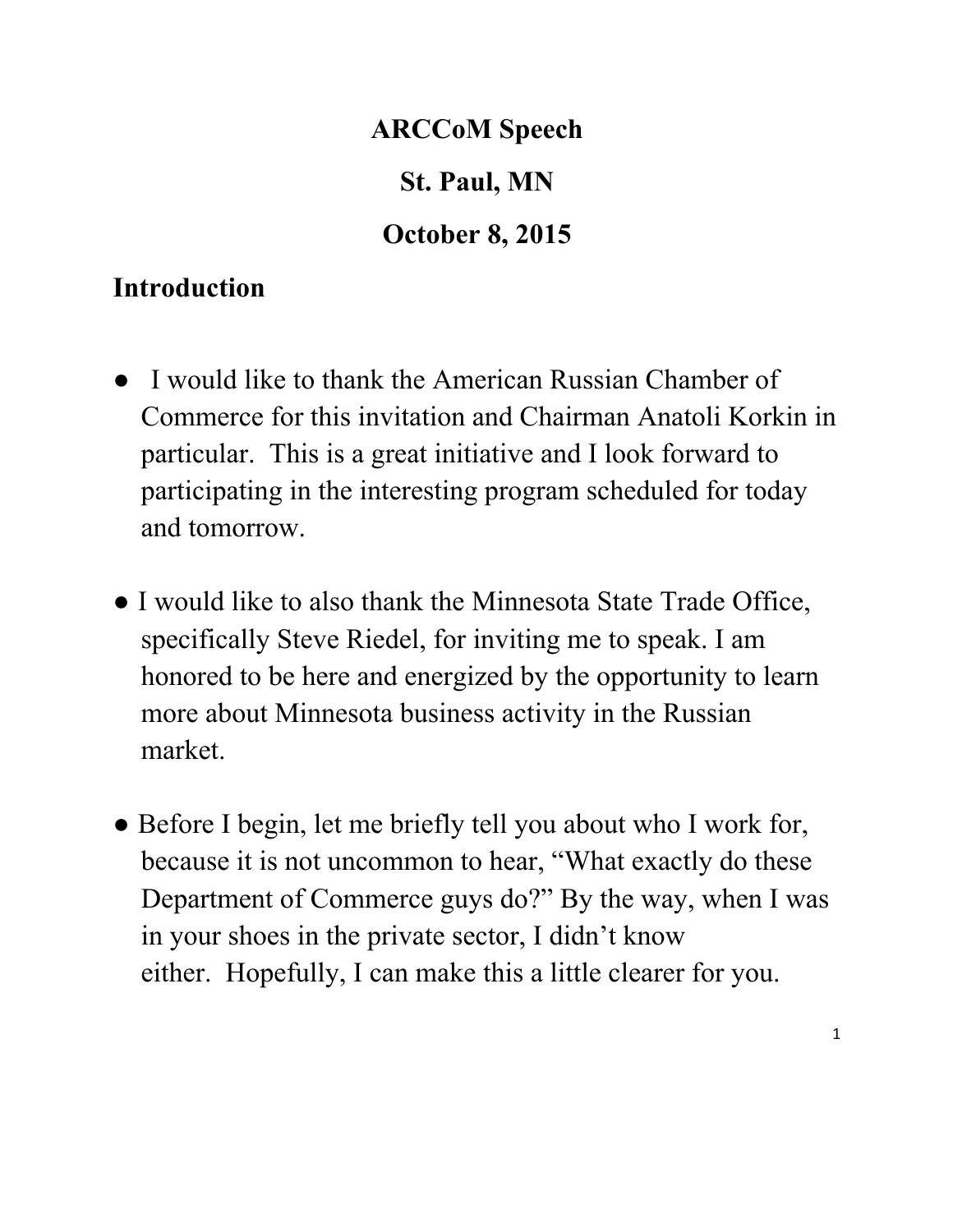**ARCCoM Speech**

**St. Paul, MN**

**October 8, 2015**

## Introduction

- I would like to thank the American Russian Chamber of Commerce for this invitation and Chairman Anatoli Korkin in particular. This is a great initiative and I look forward to participating in the interesting program scheduled for today and tomorrow.

- I would like to also thank the Minnesota State Trade Office, specifically Steve Riedel, for inviting me to speak. I am honored to be here and energized by the opportunity to learn more about Minnesota business activity in the Russian market.

- Before I begin, let me briefly tell you about who I work for, because it is not uncommon to hear, "What exactly do these Department of Commerce guys do?" By the way, when I was in your shoes in the private sector, I didn't know either. Hopefully, I can make this a little clearer for you.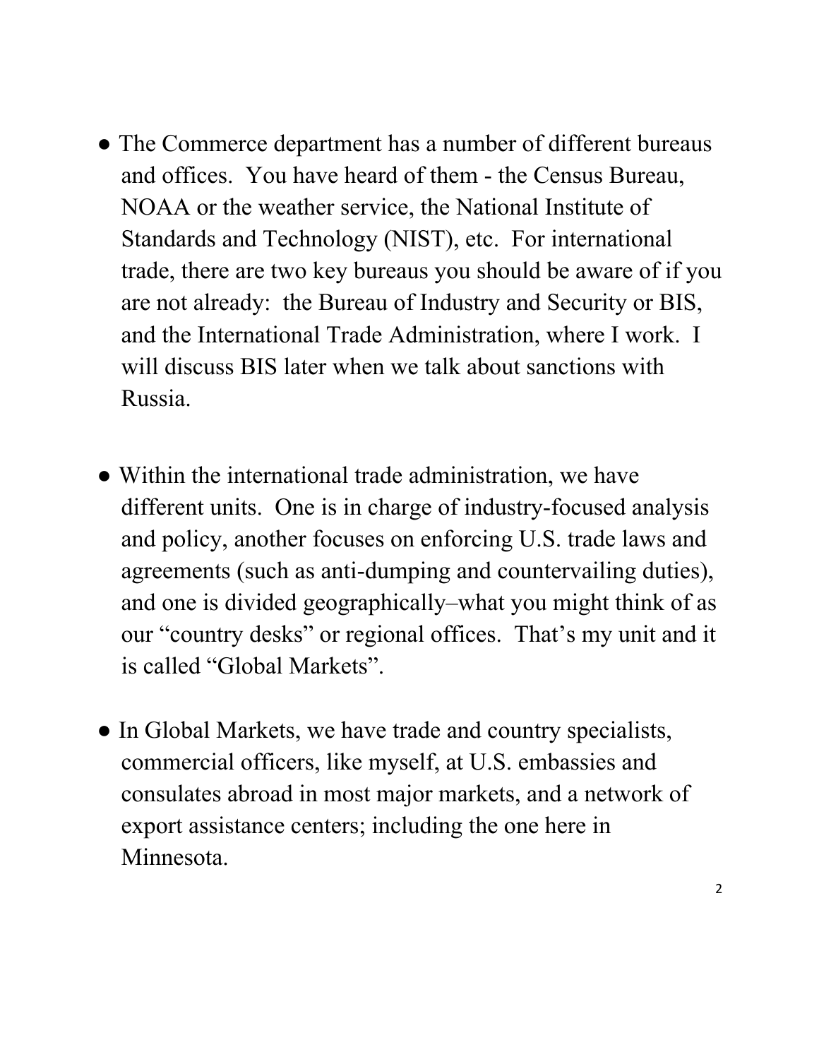- The Commerce department has a number of different bureaus and offices. You have heard of them - the Census Bureau, NOAA or the weather service, the National Institute of Standards and Technology (NIST), etc. For international trade, there are two key bureaus you should be aware of if you are not already: the Bureau of Industry and Security or BIS, and the International Trade Administration, where I work. I will discuss BIS later when we talk about sanctions with Russia.

- Within the international trade administration, we have different units. One is in charge of industry-focused analysis and policy, another focuses on enforcing U.S. trade laws and agreements (such as anti-dumping and countervailing duties), and one is divided geographically–what you might think of as our "country desks" or regional offices. That's my unit and it is called "Global Markets".

- In Global Markets, we have trade and country specialists, commercial officers, like myself, at U.S. embassies and consulates abroad in most major markets, and a network of export assistance centers; including the one here in Minnesota.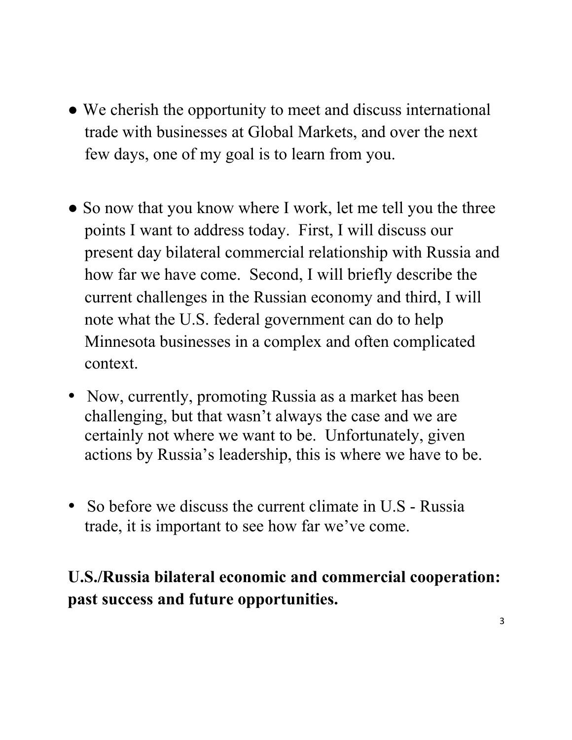- We cherish the opportunity to meet and discuss international trade with businesses at Global Markets, and over the next few days, one of my goal is to learn from you.

- So now that you know where I work, let me tell you the three points I want to address today. First, I will discuss our present day bilateral commercial relationship with Russia and how far we have come. Second, I will briefly describe the current challenges in the Russian economy and third, I will note what the U.S. federal government can do to help Minnesota businesses in a complex and often complicated context.

- Now, currently, promoting Russia as a market has been challenging, but that wasn't always the case and we are certainly not where we want to be. Unfortunately, given actions by Russia's leadership, this is where we have to be.

- So before we discuss the current climate in U.S - Russia trade, it is important to see how far we've come.

**U.S./Russia bilateral economic and commercial cooperation: past success and future opportunities.**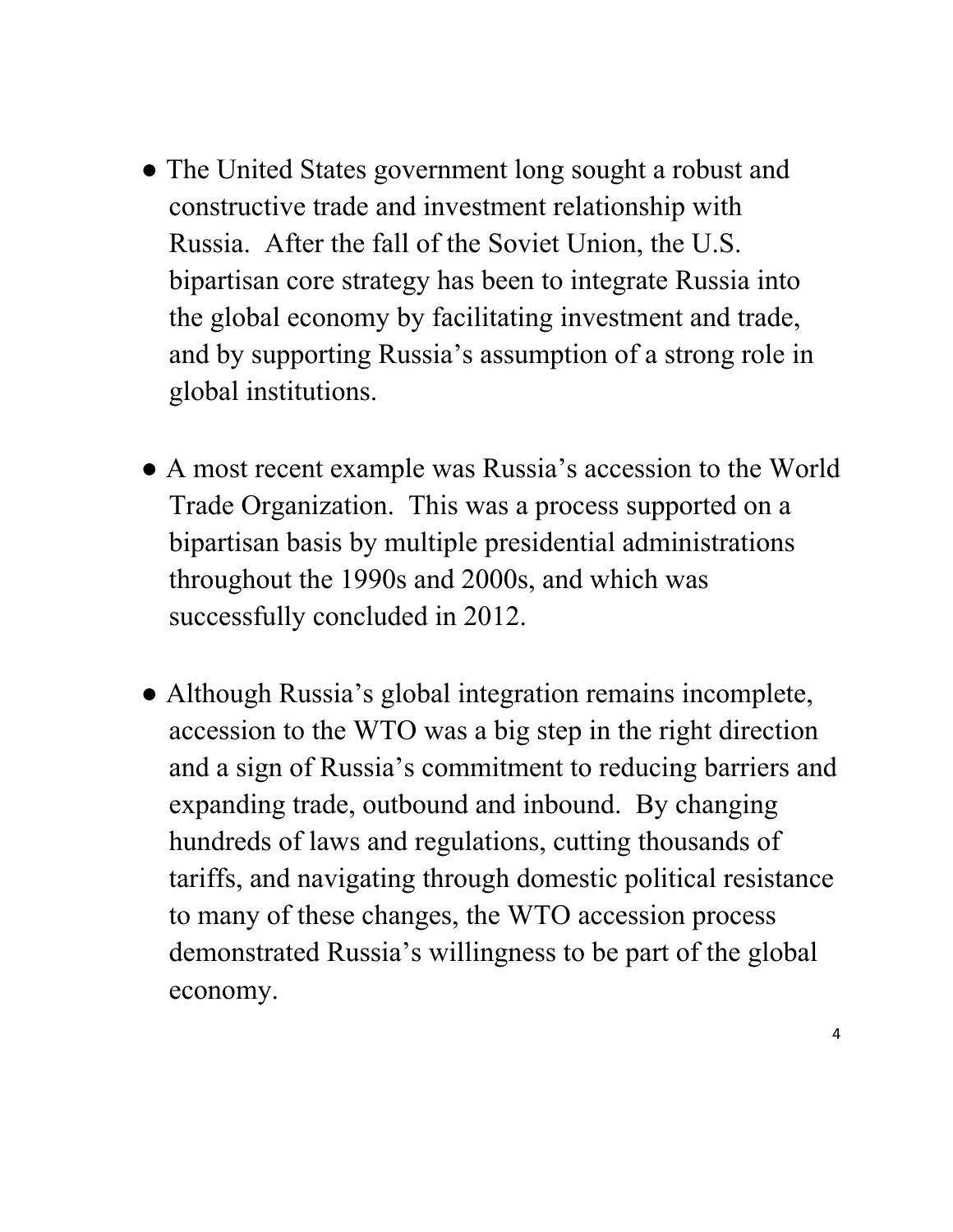- The United States government long sought a robust and constructive trade and investment relationship with Russia. After the fall of the Soviet Union, the U.S. bipartisan core strategy has been to integrate Russia into the global economy by facilitating investment and trade, and by supporting Russia's assumption of a strong role in global institutions.

- A most recent example was Russia's accession to the World Trade Organization. This was a process supported on a bipartisan basis by multiple presidential administrations throughout the 1990s and 2000s, and which was successfully concluded in 2012.

- Although Russia's global integration remains incomplete, accession to the WTO was a big step in the right direction and a sign of Russia's commitment to reducing barriers and expanding trade, outbound and inbound. By changing hundreds of laws and regulations, cutting thousands of tariffs, and navigating through domestic political resistance to many of these changes, the WTO accession process demonstrated Russia's willingness to be part of the global economy.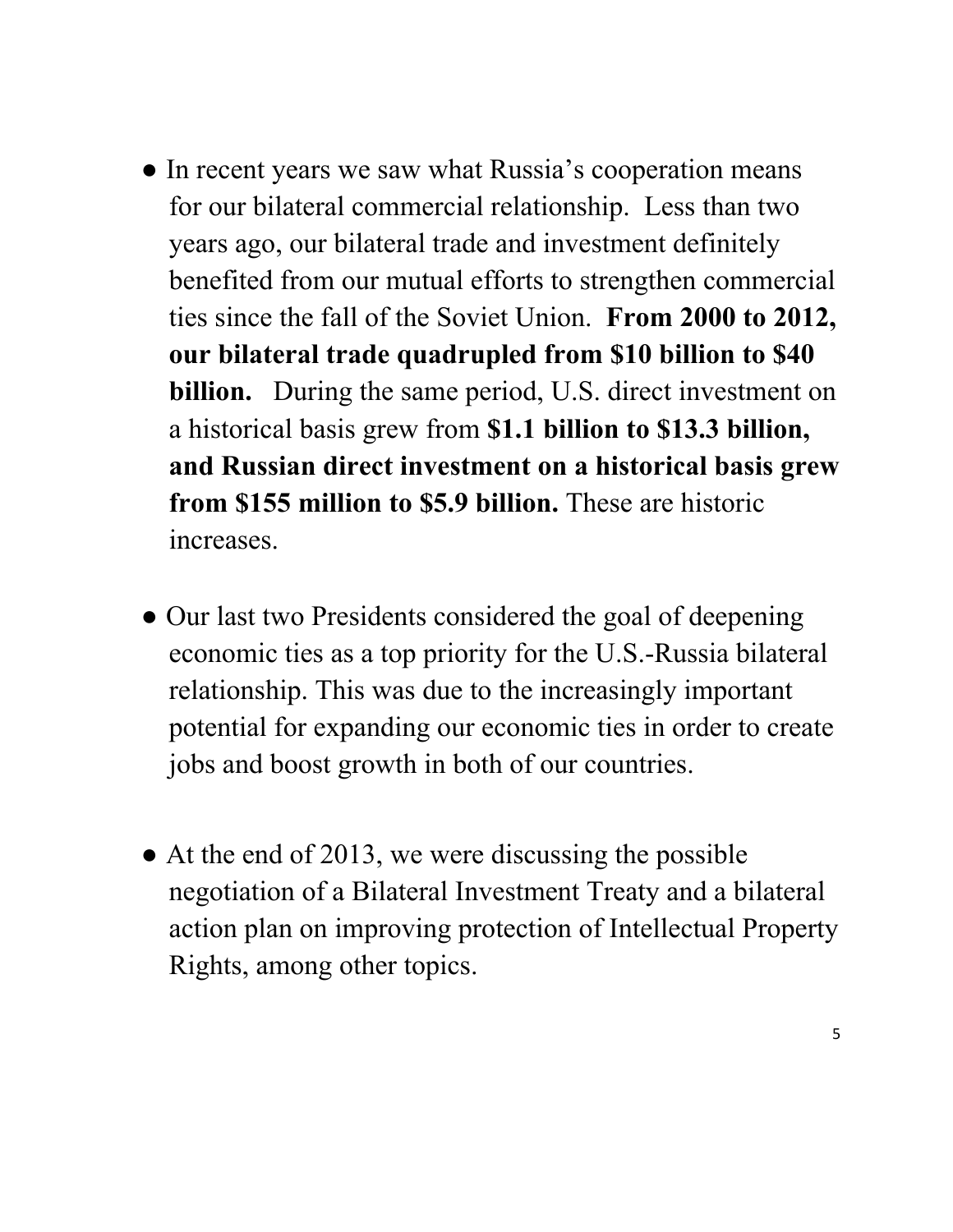- In recent years we saw what Russia's cooperation means for our bilateral commercial relationship. Less than two years ago, our bilateral trade and investment definitely benefited from our mutual efforts to strengthen commercial ties since the fall of the Soviet Union. **From 2000 to 2012, our bilateral trade quadrupled from $10 billion to $40 billion.** During the same period, U.S. direct investment on a historical basis grew from **$1.1 billion to $13.3 billion, and Russian direct investment on a historical basis grew from $155 million to $5.9 billion.** These are historic increases.

- Our last two Presidents considered the goal of deepening economic ties as a top priority for the U.S.-Russia bilateral relationship. This was due to the increasingly important potential for expanding our economic ties in order to create jobs and boost growth in both of our countries.

- At the end of 2013, we were discussing the possible negotiation of a Bilateral Investment Treaty and a bilateral action plan on improving protection of Intellectual Property Rights, among other topics.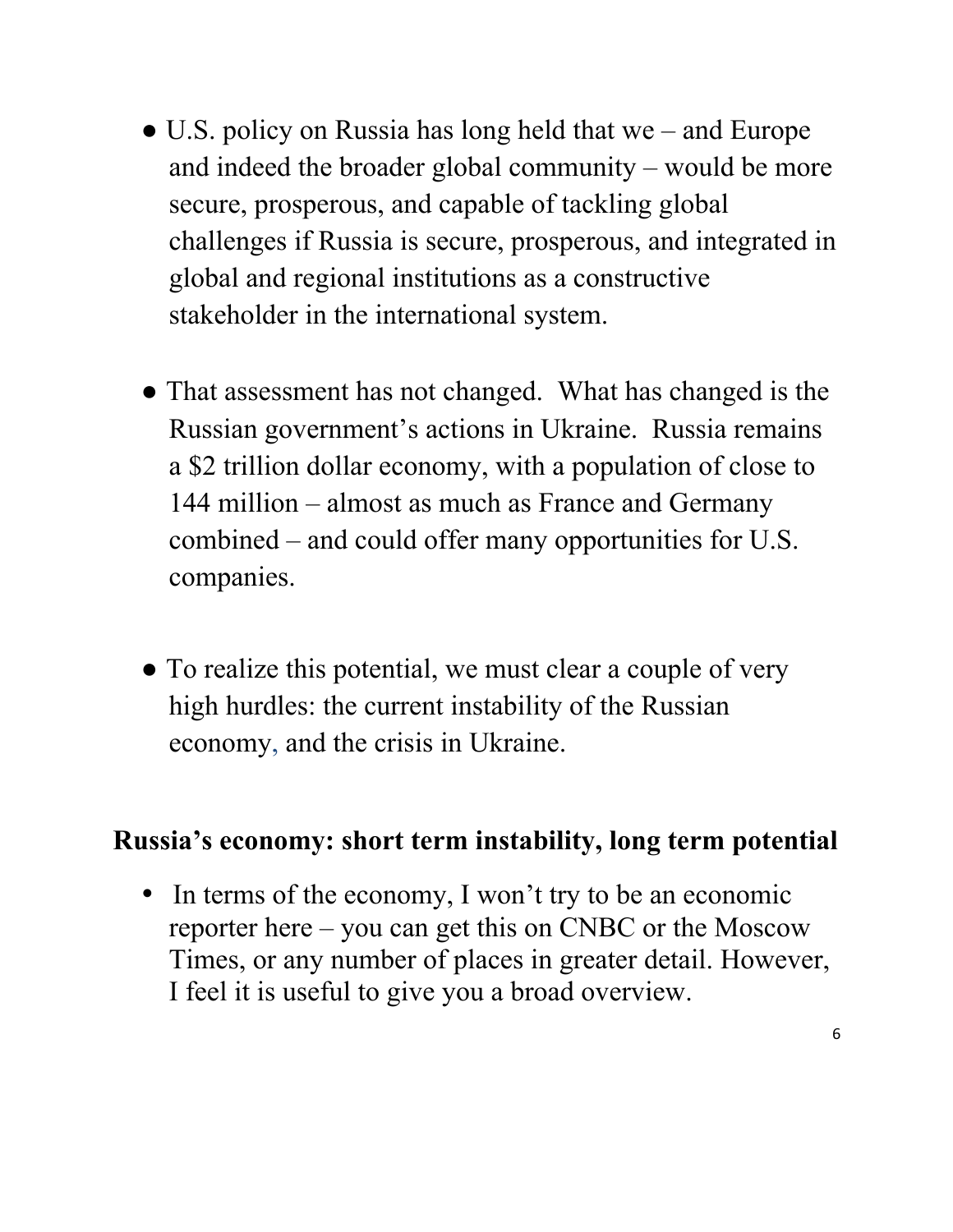- U.S. policy on Russia has long held that we – and Europe and indeed the broader global community – would be more secure, prosperous, and capable of tackling global challenges if Russia is secure, prosperous, and integrated in global and regional institutions as a constructive stakeholder in the international system.

- That assessment has not changed. What has changed is the Russian government's actions in Ukraine. Russia remains a $2 trillion dollar economy, with a population of close to 144 million – almost as much as France and Germany combined – and could offer many opportunities for U.S. companies.

- To realize this potential, we must clear a couple of very high hurdles: the current instability of the Russian economy, and the crisis in Ukraine.

## Russia's economy: short term instability, long term potential

- In terms of the economy, I won't try to be an economic reporter here – you can get this on CNBC or the Moscow Times, or any number of places in greater detail. However, I feel it is useful to give you a broad overview.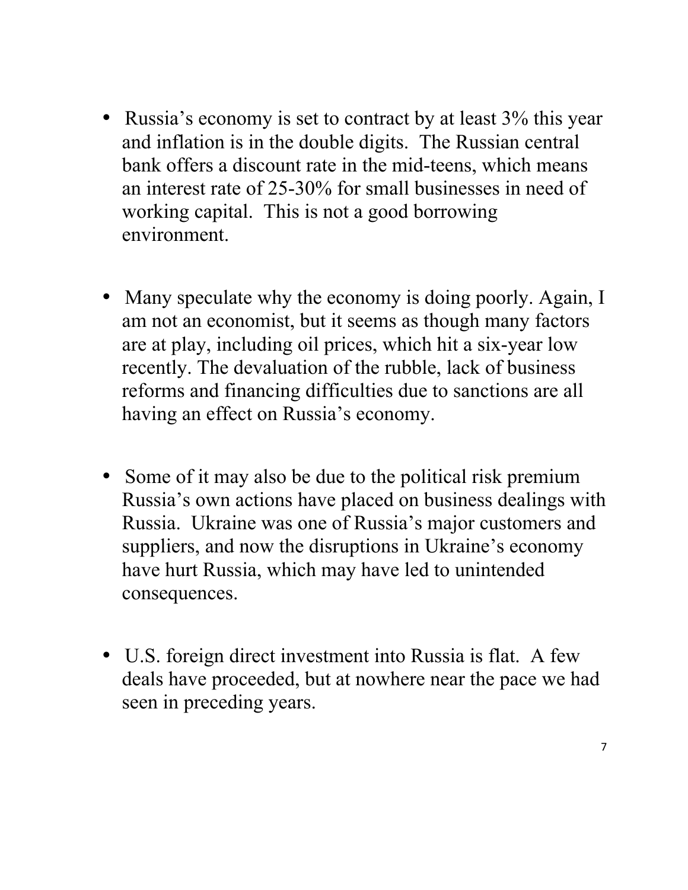- Russia's economy is set to contract by at least 3% this year and inflation is in the double digits. The Russian central bank offers a discount rate in the mid-teens, which means an interest rate of 25-30% for small businesses in need of working capital. This is not a good borrowing environment.

- Many speculate why the economy is doing poorly. Again, I am not an economist, but it seems as though many factors are at play, including oil prices, which hit a six-year low recently. The devaluation of the rubble, lack of business reforms and financing difficulties due to sanctions are all having an effect on Russia's economy.

- Some of it may also be due to the political risk premium Russia's own actions have placed on business dealings with Russia. Ukraine was one of Russia's major customers and suppliers, and now the disruptions in Ukraine's economy have hurt Russia, which may have led to unintended consequences.

- U.S. foreign direct investment into Russia is flat. A few deals have proceeded, but at nowhere near the pace we had seen in preceding years.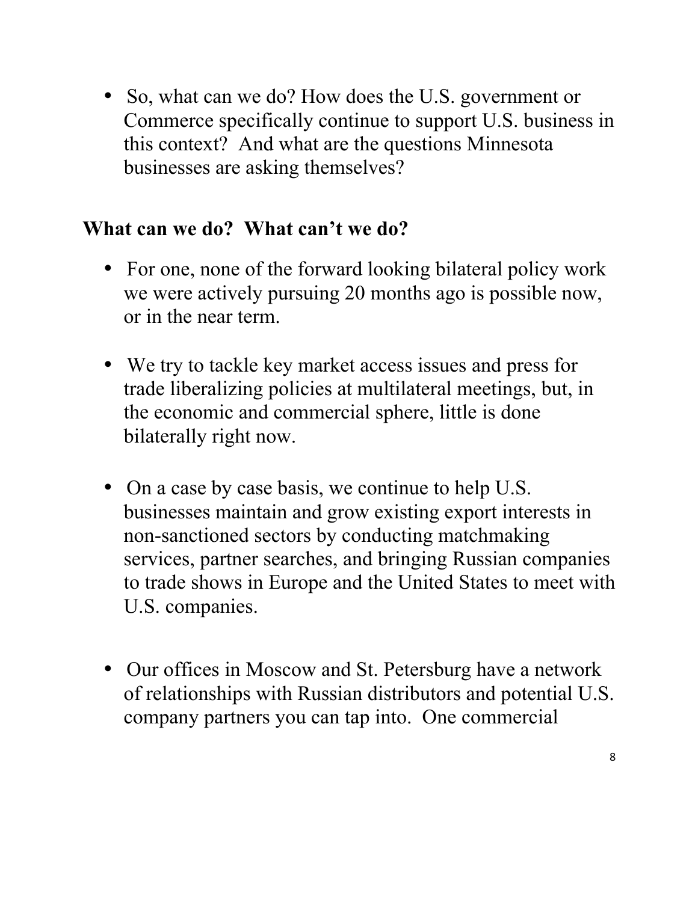- So, what can we do? How does the U.S. government or Commerce specifically continue to support U.S. business in this context? And what are the questions Minnesota businesses are asking themselves?

## What can we do? What can't we do?

- For one, none of the forward looking bilateral policy work we were actively pursuing 20 months ago is possible now, or in the near term.
- We try to tackle key market access issues and press for trade liberalizing policies at multilateral meetings, but, in the economic and commercial sphere, little is done bilaterally right now.
- On a case by case basis, we continue to help U.S. businesses maintain and grow existing export interests in non-sanctioned sectors by conducting matchmaking services, partner searches, and bringing Russian companies to trade shows in Europe and the United States to meet with U.S. companies.
- Our offices in Moscow and St. Petersburg have a network of relationships with Russian distributors and potential U.S. company partners you can tap into. One commercial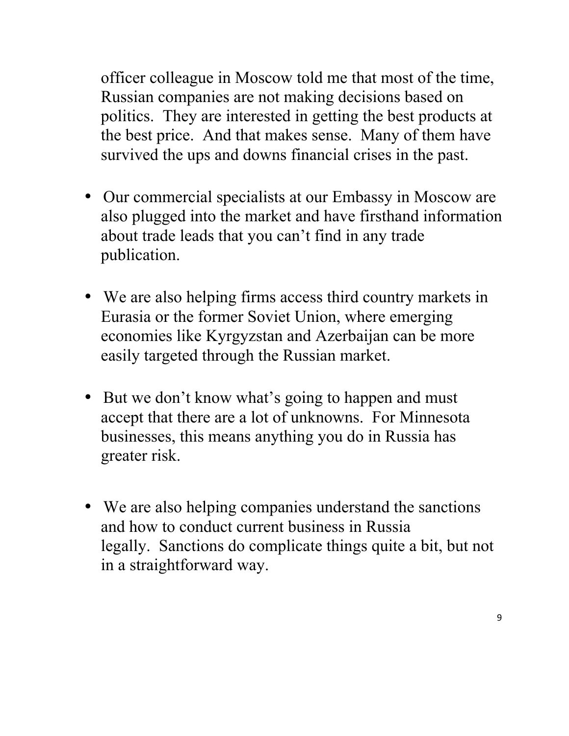officer colleague in Moscow told me that most of the time, Russian companies are not making decisions based on politics. They are interested in getting the best products at the best price. And that makes sense. Many of them have survived the ups and downs financial crises in the past.

- Our commercial specialists at our Embassy in Moscow are also plugged into the market and have firsthand information about trade leads that you can't find in any trade publication.

- We are also helping firms access third country markets in Eurasia or the former Soviet Union, where emerging economies like Kyrgyzstan and Azerbaijan can be more easily targeted through the Russian market.

- But we don't know what's going to happen and must accept that there are a lot of unknowns. For Minnesota businesses, this means anything you do in Russia has greater risk.

- We are also helping companies understand the sanctions and how to conduct current business in Russia legally. Sanctions do complicate things quite a bit, but not in a straightforward way.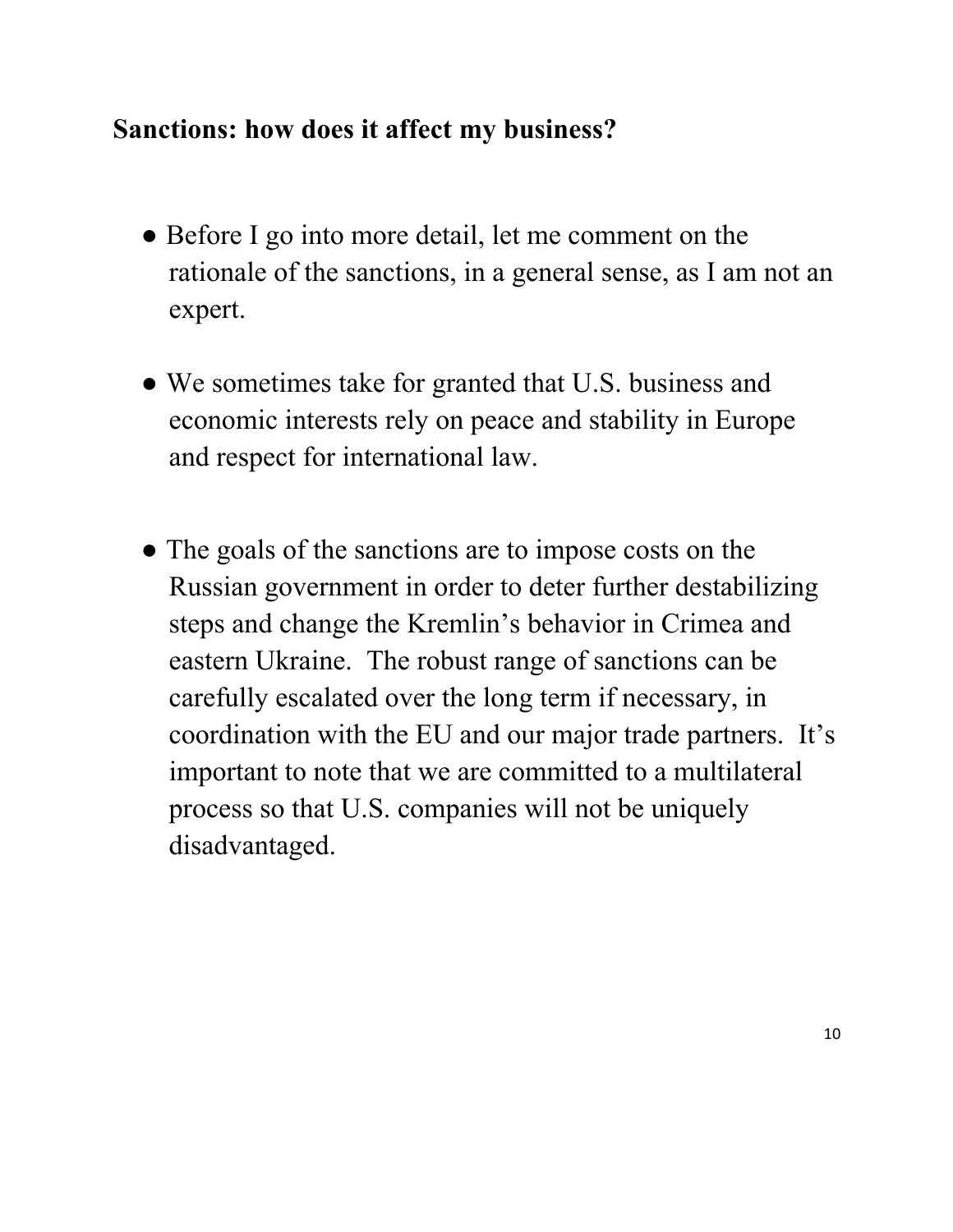## Sanctions: how does it affect my business?

- Before I go into more detail, let me comment on the rationale of the sanctions, in a general sense, as I am not an expert.

- We sometimes take for granted that U.S. business and economic interests rely on peace and stability in Europe and respect for international law.

- The goals of the sanctions are to impose costs on the Russian government in order to deter further destabilizing steps and change the Kremlin's behavior in Crimea and eastern Ukraine. The robust range of sanctions can be carefully escalated over the long term if necessary, in coordination with the EU and our major trade partners. It's important to note that we are committed to a multilateral process so that U.S. companies will not be uniquely disadvantaged.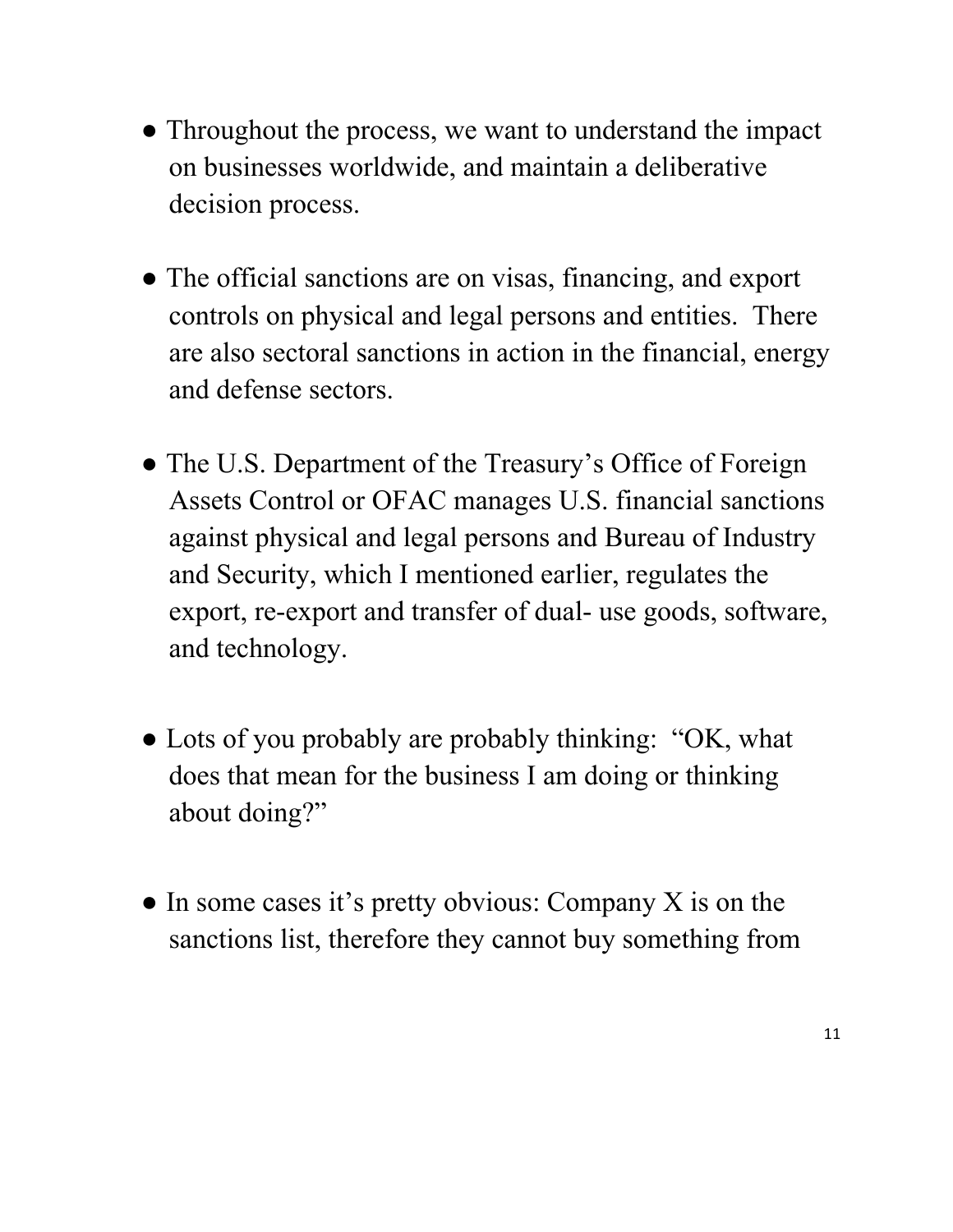- Throughout the process, we want to understand the impact on businesses worldwide, and maintain a deliberative decision process.

- The official sanctions are on visas, financing, and export controls on physical and legal persons and entities. There are also sectoral sanctions in action in the financial, energy and defense sectors.

- The U.S. Department of the Treasury's Office of Foreign Assets Control or OFAC manages U.S. financial sanctions against physical and legal persons and Bureau of Industry and Security, which I mentioned earlier, regulates the export, re-export and transfer of dual- use goods, software, and technology.

- Lots of you probably are probably thinking: "OK, what does that mean for the business I am doing or thinking about doing?"

- In some cases it's pretty obvious: Company X is on the sanctions list, therefore they cannot buy something from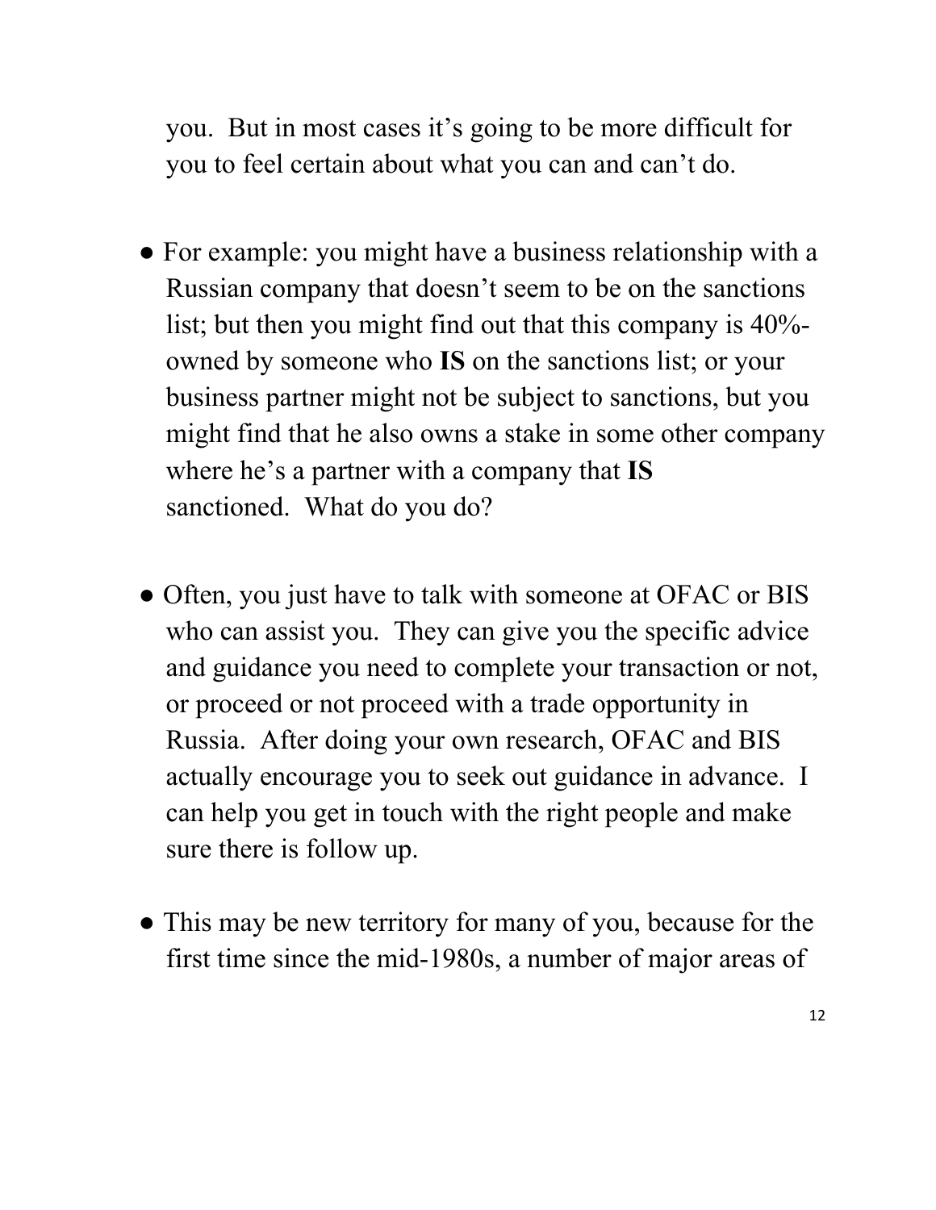you. But in most cases it's going to be more difficult for you to feel certain about what you can and can't do.

- For example: you might have a business relationship with a Russian company that doesn't seem to be on the sanctions list; but then you might find out that this company is 40%-owned by someone who **IS** on the sanctions list; or your business partner might not be subject to sanctions, but you might find that he also owns a stake in some other company where he's a partner with a company that **IS** sanctioned. What do you do?

- Often, you just have to talk with someone at OFAC or BIS who can assist you. They can give you the specific advice and guidance you need to complete your transaction or not, or proceed or not proceed with a trade opportunity in Russia. After doing your own research, OFAC and BIS actually encourage you to seek out guidance in advance. I can help you get in touch with the right people and make sure there is follow up.

- This may be new territory for many of you, because for the first time since the mid-1980s, a number of major areas of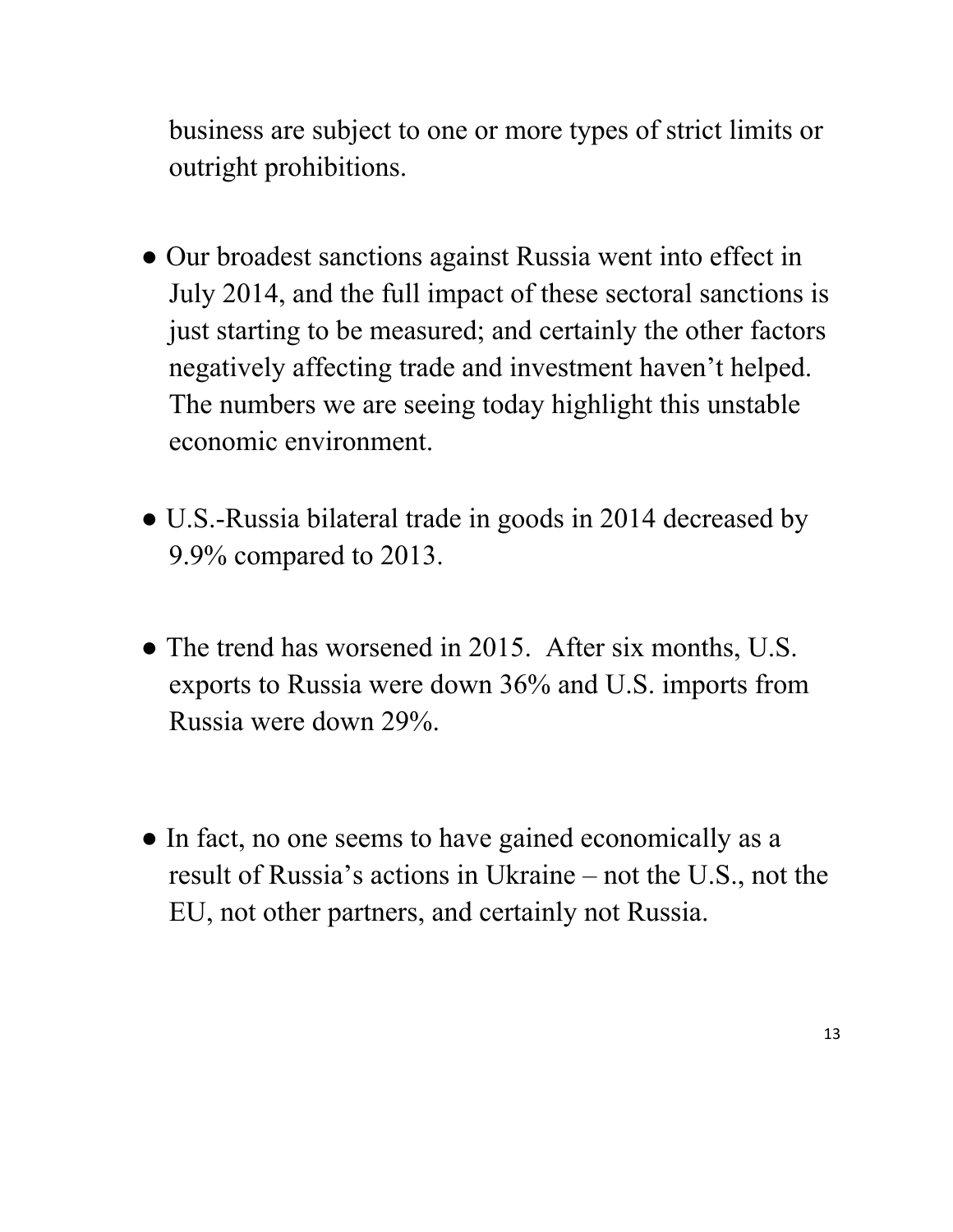business are subject to one or more types of strict limits or outright prohibitions.

- Our broadest sanctions against Russia went into effect in July 2014, and the full impact of these sectoral sanctions is just starting to be measured; and certainly the other factors negatively affecting trade and investment haven't helped. The numbers we are seeing today highlight this unstable economic environment.

- U.S.-Russia bilateral trade in goods in 2014 decreased by 9.9% compared to 2013.

- The trend has worsened in 2015. After six months, U.S. exports to Russia were down 36% and U.S. imports from Russia were down 29%.

- In fact, no one seems to have gained economically as a result of Russia's actions in Ukraine – not the U.S., not the EU, not other partners, and certainly not Russia.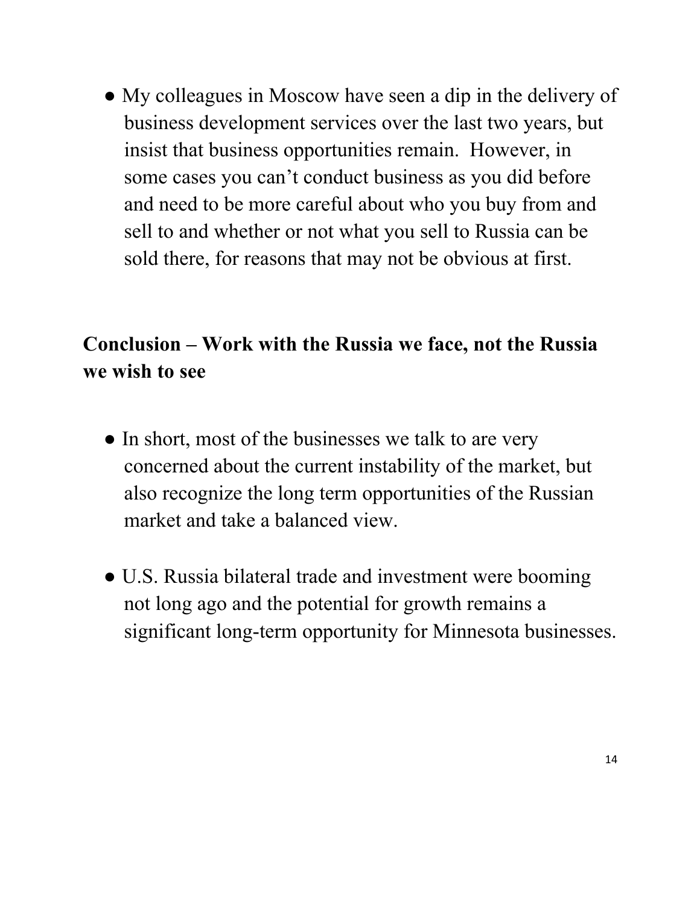- My colleagues in Moscow have seen a dip in the delivery of business development services over the last two years, but insist that business opportunities remain. However, in some cases you can't conduct business as you did before and need to be more careful about who you buy from and sell to and whether or not what you sell to Russia can be sold there, for reasons that may not be obvious at first.

## Conclusion – Work with the Russia we face, not the Russia we wish to see

- In short, most of the businesses we talk to are very concerned about the current instability of the market, but also recognize the long term opportunities of the Russian market and take a balanced view.

- U.S. Russia bilateral trade and investment were booming not long ago and the potential for growth remains a significant long-term opportunity for Minnesota businesses.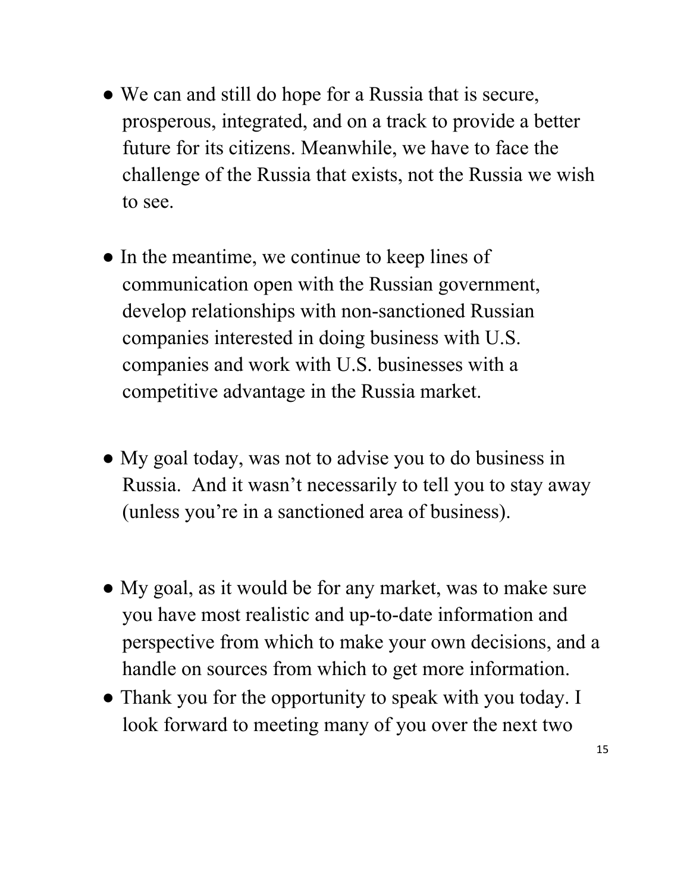- We can and still do hope for a Russia that is secure, prosperous, integrated, and on a track to provide a better future for its citizens. Meanwhile, we have to face the challenge of the Russia that exists, not the Russia we wish to see.

- In the meantime, we continue to keep lines of communication open with the Russian government, develop relationships with non-sanctioned Russian companies interested in doing business with U.S. companies and work with U.S. businesses with a competitive advantage in the Russia market.

- My goal today, was not to advise you to do business in Russia. And it wasn't necessarily to tell you to stay away (unless you're in a sanctioned area of business).

- My goal, as it would be for any market, was to make sure you have most realistic and up-to-date information and perspective from which to make your own decisions, and a handle on sources from which to get more information.
- Thank you for the opportunity to speak with you today. I look forward to meeting many of you over the next two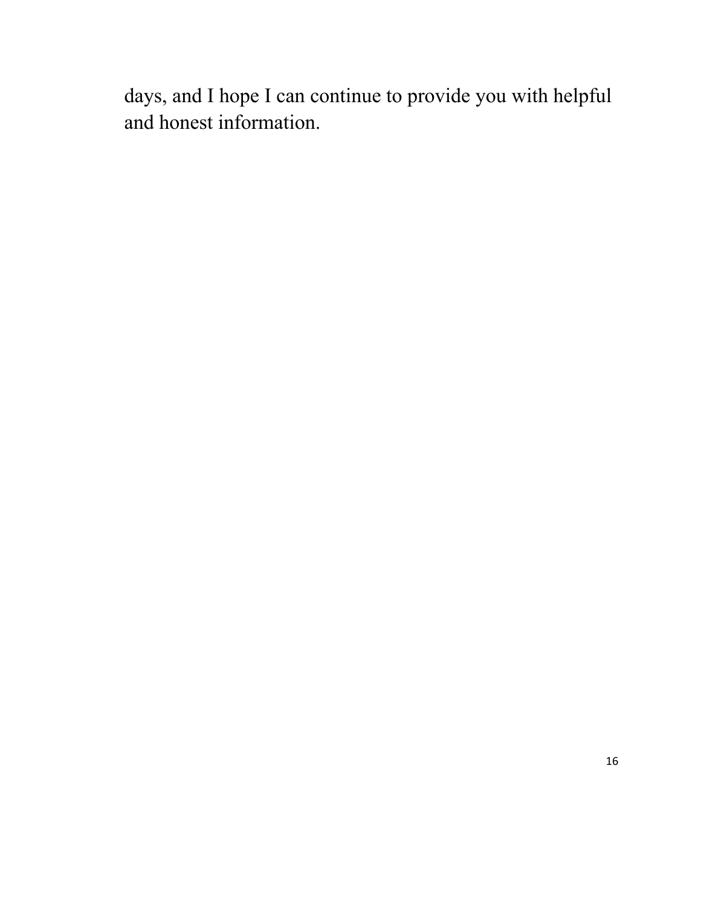days, and I hope I can continue to provide you with helpful and honest information.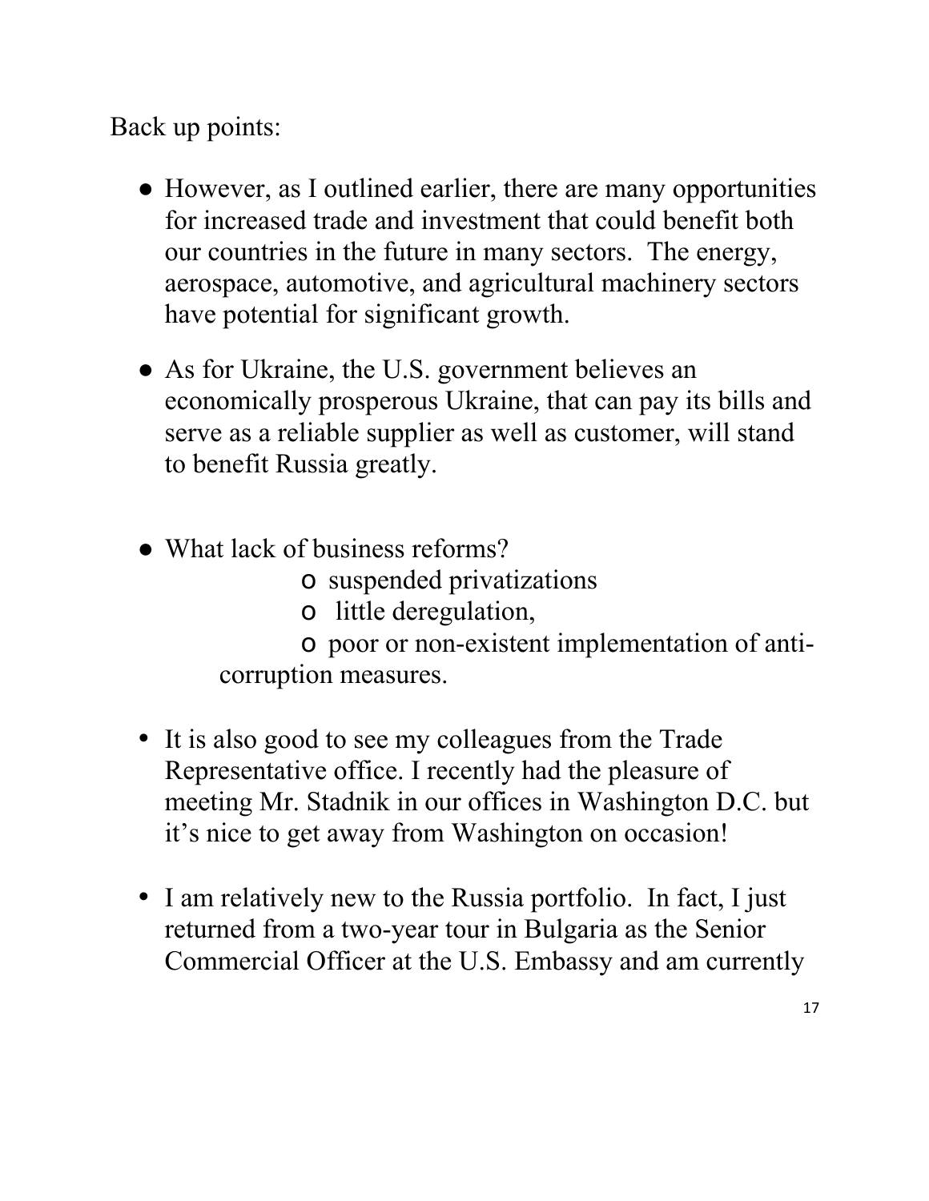Back up points:

- However, as I outlined earlier, there are many opportunities for increased trade and investment that could benefit both our countries in the future in many sectors. The energy, aerospace, automotive, and agricultural machinery sectors have potential for significant growth.

- As for Ukraine, the U.S. government believes an economically prosperous Ukraine, that can pay its bills and serve as a reliable supplier as well as customer, will stand to benefit Russia greatly.

- What lack of business reforms?
  - suspended privatizations
  - little deregulation,
  - poor or non-existent implementation of anti-corruption measures.

- It is also good to see my colleagues from the Trade Representative office. I recently had the pleasure of meeting Mr. Stadnik in our offices in Washington D.C. but it's nice to get away from Washington on occasion!

- I am relatively new to the Russia portfolio. In fact, I just returned from a two-year tour in Bulgaria as the Senior Commercial Officer at the U.S. Embassy and am currently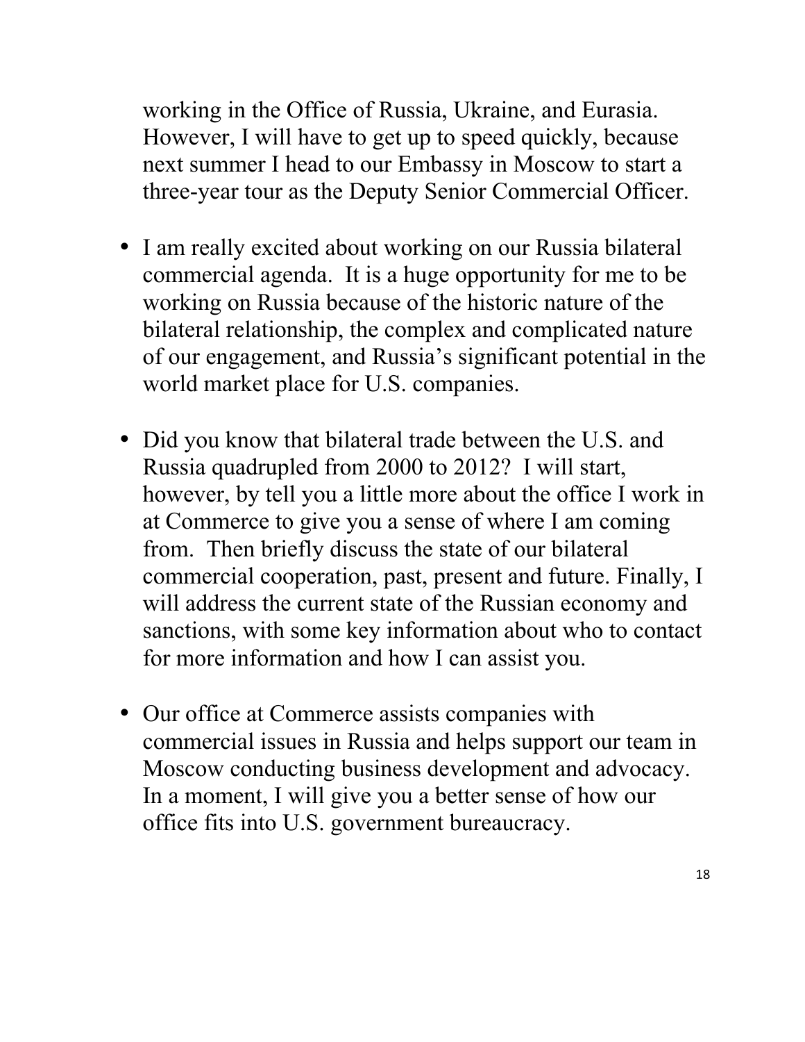working in the Office of Russia, Ukraine, and Eurasia. However, I will have to get up to speed quickly, because next summer I head to our Embassy in Moscow to start a three-year tour as the Deputy Senior Commercial Officer.

- I am really excited about working on our Russia bilateral commercial agenda. It is a huge opportunity for me to be working on Russia because of the historic nature of the bilateral relationship, the complex and complicated nature of our engagement, and Russia's significant potential in the world market place for U.S. companies.

- Did you know that bilateral trade between the U.S. and Russia quadrupled from 2000 to 2012? I will start, however, by tell you a little more about the office I work in at Commerce to give you a sense of where I am coming from. Then briefly discuss the state of our bilateral commercial cooperation, past, present and future. Finally, I will address the current state of the Russian economy and sanctions, with some key information about who to contact for more information and how I can assist you.

- Our office at Commerce assists companies with commercial issues in Russia and helps support our team in Moscow conducting business development and advocacy. In a moment, I will give you a better sense of how our office fits into U.S. government bureaucracy.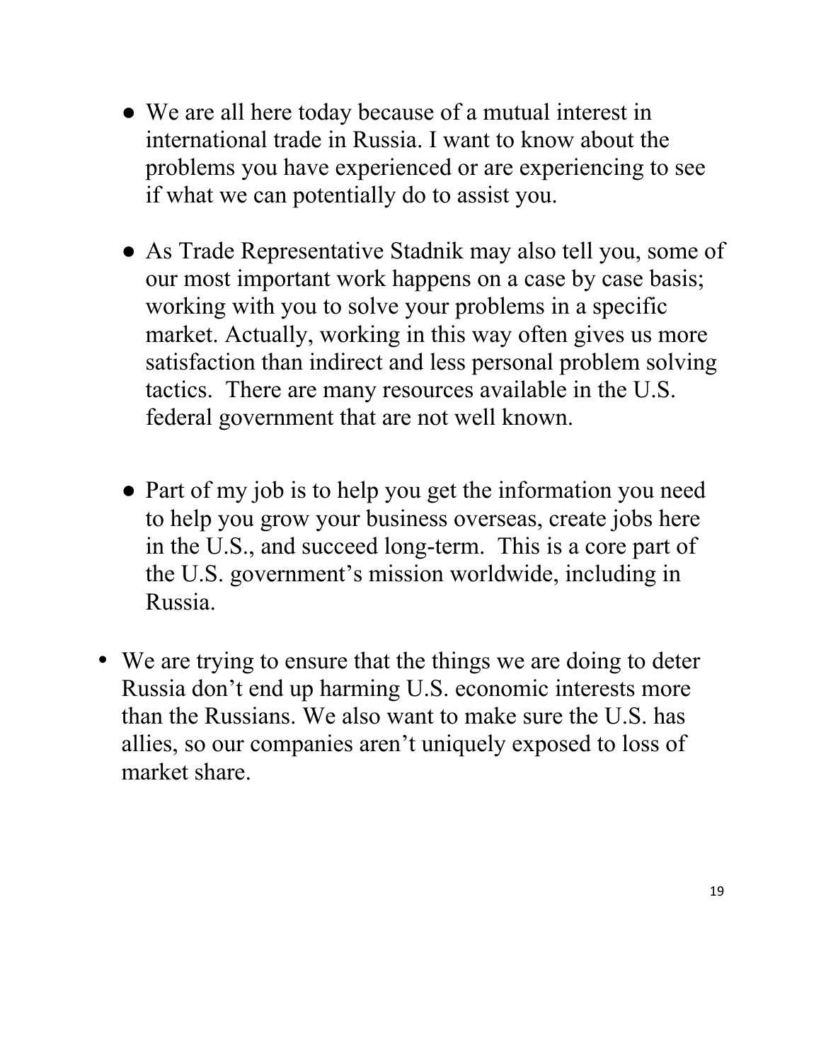- We are all here today because of a mutual interest in international trade in Russia. I want to know about the problems you have experienced or are experiencing to see if what we can potentially do to assist you.

- As Trade Representative Stadnik may also tell you, some of our most important work happens on a case by case basis; working with you to solve your problems in a specific market. Actually, working in this way often gives us more satisfaction than indirect and less personal problem solving tactics. There are many resources available in the U.S. federal government that are not well known.

- Part of my job is to help you get the information you need to help you grow your business overseas, create jobs here in the U.S., and succeed long-term. This is a core part of the U.S. government's mission worldwide, including in Russia.

- We are trying to ensure that the things we are doing to deter Russia don't end up harming U.S. economic interests more than the Russians. We also want to make sure the U.S. has allies, so our companies aren't uniquely exposed to loss of market share.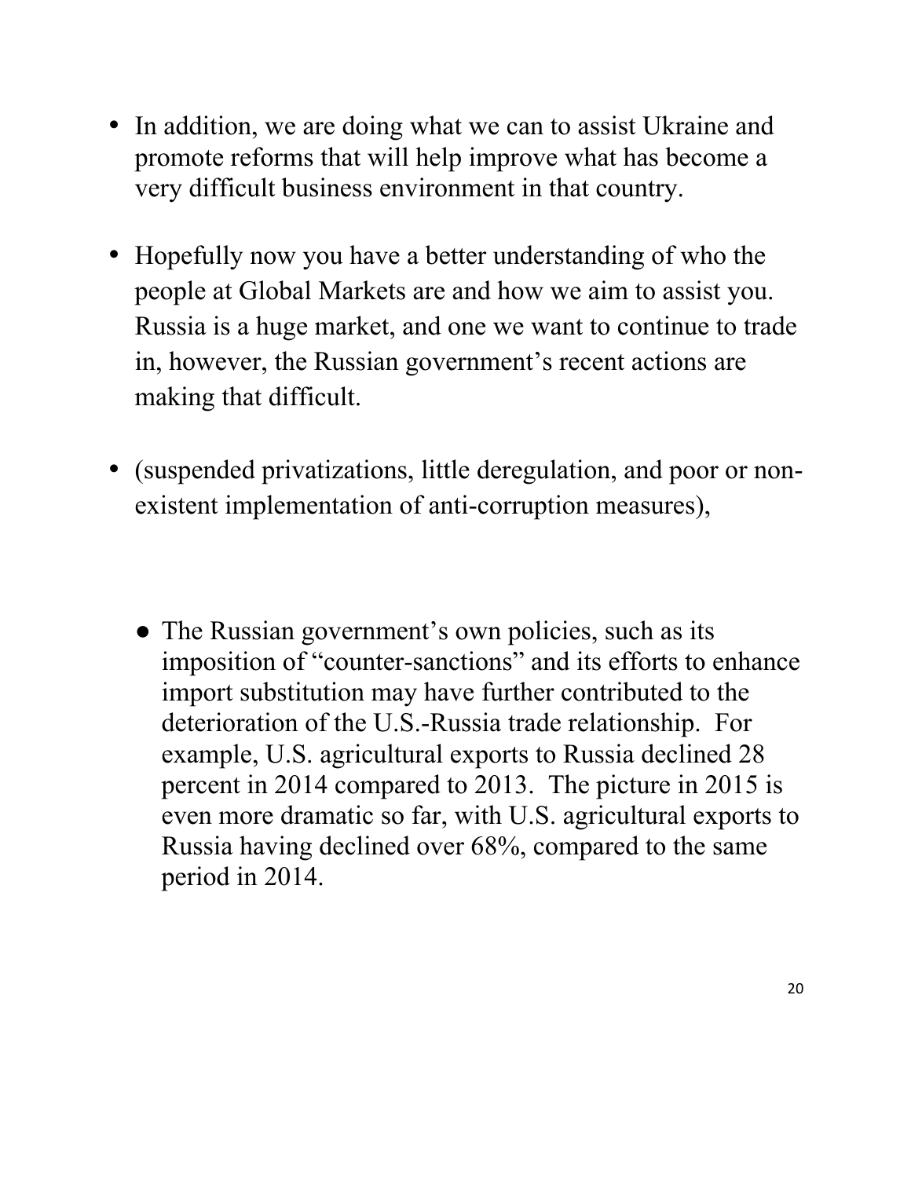- In addition, we are doing what we can to assist Ukraine and promote reforms that will help improve what has become a very difficult business environment in that country.

- Hopefully now you have a better understanding of who the people at Global Markets are and how we aim to assist you. Russia is a huge market, and one we want to continue to trade in, however, the Russian government's recent actions are making that difficult.

- (suspended privatizations, little deregulation, and poor or non-existent implementation of anti-corruption measures),

  - The Russian government's own policies, such as its imposition of "counter-sanctions" and its efforts to enhance import substitution may have further contributed to the deterioration of the U.S.-Russia trade relationship. For example, U.S. agricultural exports to Russia declined 28 percent in 2014 compared to 2013. The picture in 2015 is even more dramatic so far, with U.S. agricultural exports to Russia having declined over 68%, compared to the same period in 2014.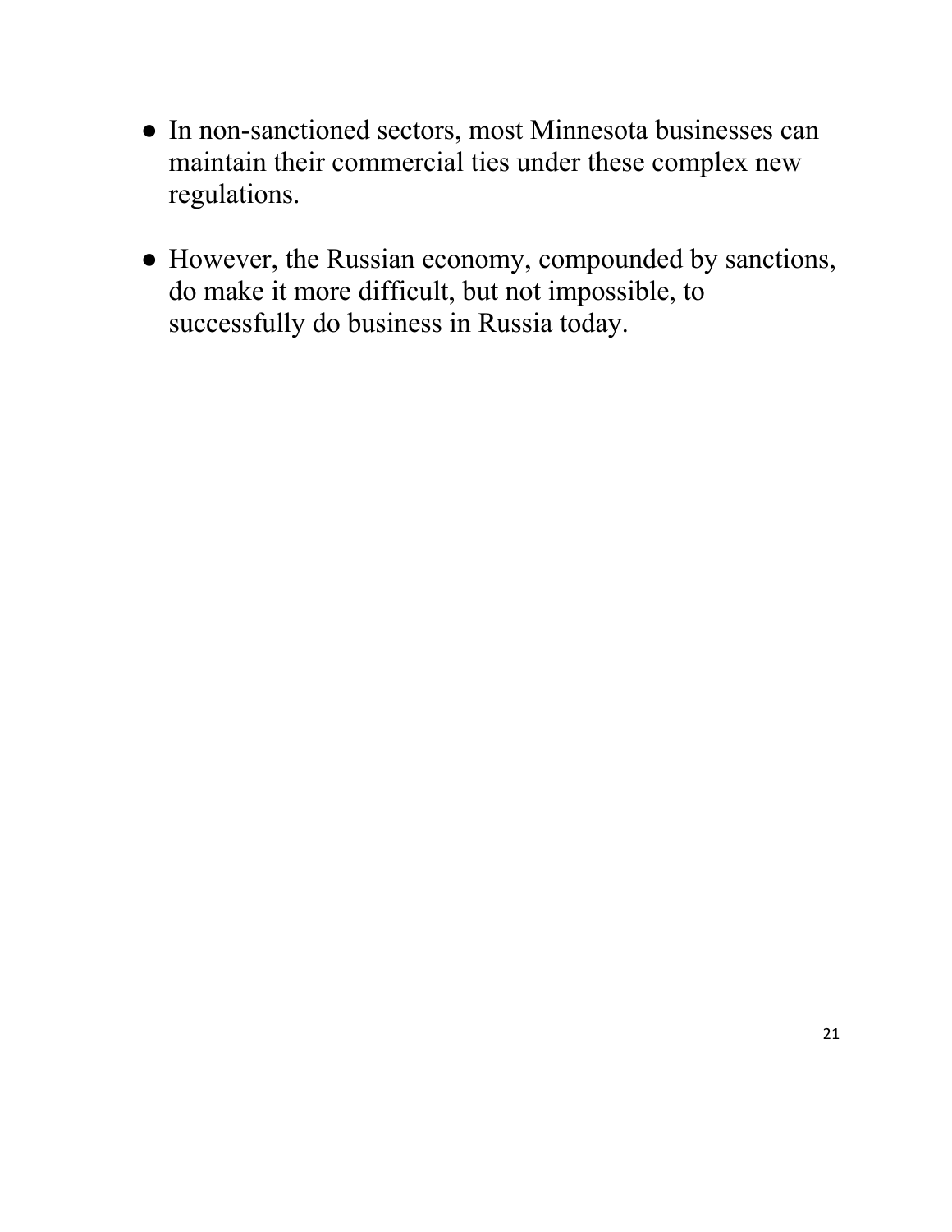- In non-sanctioned sectors, most Minnesota businesses can maintain their commercial ties under these complex new regulations.

- However, the Russian economy, compounded by sanctions, do make it more difficult, but not impossible, to successfully do business in Russia today.